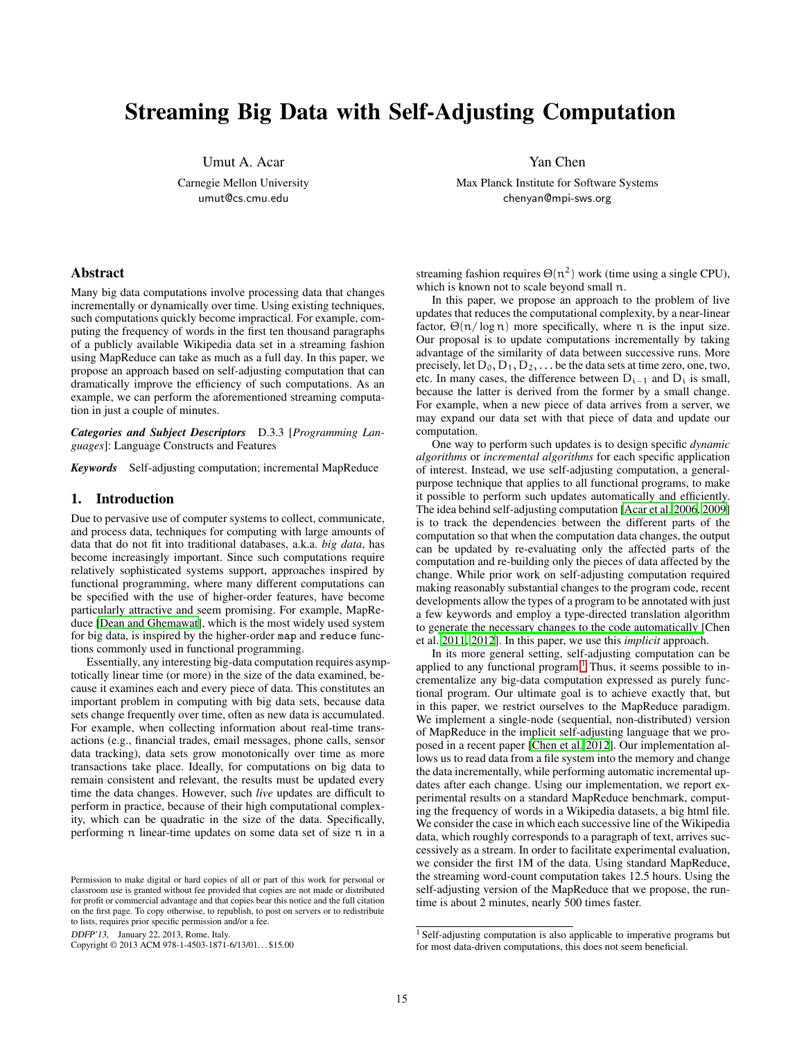# Streaming Big Data with Self-Adjusting Computation

Umut A. Acar
Carnegie Mellon University
umut@cs.cmu.edu

Yan Chen
Max Planck Institute for Software Systems
chenyan@mpi-sws.org

## Abstract

Many big data computations involve processing data that changes incrementally or dynamically over time. Using existing techniques, such computations quickly become impractical. For example, computing the frequency of words in the first ten thousand paragraphs of a publicly available Wikipedia data set in a streaming fashion using MapReduce can take as much as a full day. In this paper, we propose an approach based on self-adjusting computation that can dramatically improve the efficiency of such computations. As an example, we can perform the aforementioned streaming computation in just a couple of minutes.

***Categories and Subject Descriptors*** D.3.3 [*Programming Languages*]: Language Constructs and Features

***Keywords*** Self-adjusting computation; incremental MapReduce

## 1. Introduction

Due to pervasive use of computer systems to collect, communicate, and process data, techniques for computing with large amounts of data that do not fit into traditional databases, a.k.a. *big data*, has become increasingly important. Since such computations require relatively sophisticated systems support, approaches inspired by functional programming, where many different computations can be specified with the use of higher-order features, have become particularly attractive and seem promising. For example, MapReduce [Dean and Ghemawat], which is the most widely used system for big data, is inspired by the higher-order `map` and `reduce` functions commonly used in functional programming.

Essentially, any interesting big-data computation requires asymptotically linear time (or more) in the size of the data examined, because it examines each and every piece of data. This constitutes an important problem in computing with big data sets, because data sets change frequently over time, often as new data is accumulated. For example, when collecting information about real-time transactions (e.g., financial trades, email messages, phone calls, sensor data tracking), data sets grow monotonically over time as more transactions take place. Ideally, for computations on big data to remain consistent and relevant, the results must be updated every time the data changes. However, such *live* updates are difficult to perform in practice, because of their high computational complexity, which can be quadratic in the size of the data. Specifically, performing $n$ linear-time updates on some data set of size $n$ in a streaming fashion requires $\Theta(n^2)$ work (time using a single CPU), which is known not to scale beyond small $n$.

In this paper, we propose an approach to the problem of live updates that reduces the computational complexity, by a near-linear factor, $\Theta(n/\log n)$ more specifically, where $n$ is the input size. Our proposal is to update computations incrementally by taking advantage of the similarity of data between successive runs. More precisely, let $D_0, D_1, D_2, \ldots$ be the data sets at time zero, one, two, etc. In many cases, the difference between $D_{i-1}$ and $D_i$ is small, because the latter is derived from the former by a small change. For example, when a new piece of data arrives from a server, we may expand our data set with that piece of data and update our computation.

One way to perform such updates is to design specific *dynamic algorithms* or *incremental algorithms* for each specific application of interest. Instead, we use self-adjusting computation, a general-purpose technique that applies to all functional programs, to make it possible to perform such updates automatically and efficiently. The idea behind self-adjusting computation [Acar et al. 2006, 2009] is to track the dependencies between the different parts of the computation so that when the computation data changes, the output can be updated by re-evaluating only the affected parts of the computation and re-building only the pieces of data affected by the change. While prior work on self-adjusting computation required making reasonably substantial changes to the program code, recent developments allow the types of a program to be annotated with just a few keywords and employ a type-directed translation algorithm to generate the necessary changes to the code automatically [Chen et al. 2011, 2012]. In this paper, we use this *implicit* approach.

In its more general setting, self-adjusting computation can be applied to any functional program.[1] Thus, it seems possible to incrementalize any big-data computation expressed as purely functional program. Our ultimate goal is to achieve exactly that, but in this paper, we restrict ourselves to the MapReduce paradigm. We implement a single-node (sequential, non-distributed) version of MapReduce in the implicit self-adjusting language that we proposed in a recent paper [Chen et al. 2012]. Our implementation allows us to read data from a file system into the memory and change the data incrementally, while performing automatic incremental updates after each change. Using our implementation, we report experimental results on a standard MapReduce benchmark, computing the frequency of words in a Wikipedia datasets, a big html file. We consider the case in which each successive line of the Wikipedia data, which roughly corresponds to a paragraph of text, arrives successively as a stream. In order to facilitate experimental evaluation, we consider the first 1M of the data. Using standard MapReduce, the streaming word-count computation takes 12.5 hours. Using the self-adjusting version of the MapReduce that we propose, the runtime is about 2 minutes, nearly 500 times faster.

[1] Self-adjusting computation is also applicable to imperative programs but for most data-driven computations, this does not seem beneficial.

Permission to make digital or hard copies of all or part of this work for personal or classroom use is granted without fee provided that copies are not made or distributed for profit or commercial advantage and that copies bear this notice and the full citation on the first page. To copy otherwise, to republish, to post on servers or to redistribute to lists, requires prior specific permission and/or a fee.

*DDFP'13,* January 22, 2013, Rome, Italy.
Copyright © 2013 ACM 978-1-4503-1871-6/13/01. . . $15.00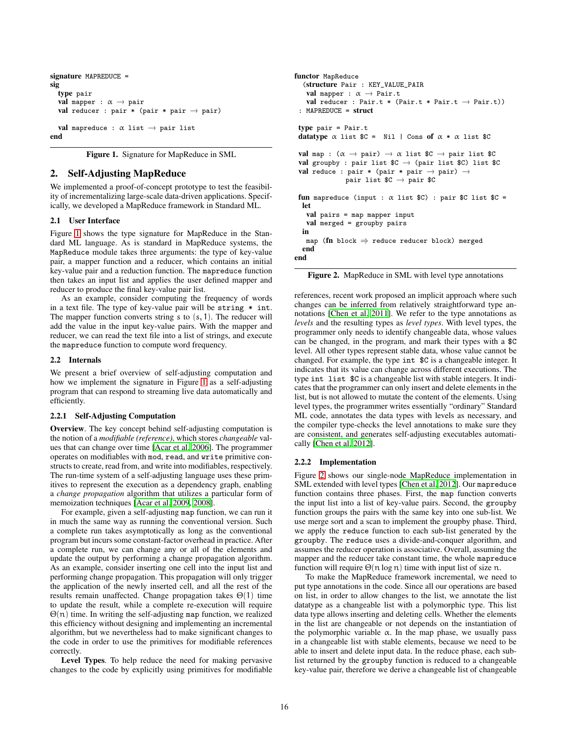```
signature MAPREDUCE =
sig
  type pair
  val mapper : α → pair
  val reducer : pair * (pair * pair → pair)

  val mapreduce : α list → pair list
end
```

Figure 1. Signature for MapReduce in SML

## 2. Self-Adjusting MapReduce

We implemented a proof-of-concept prototype to test the feasibility of incrementalizing large-scale data-driven applications. Specifically, we developed a MapReduce framework in Standard ML.

### 2.1 User Interface

Figure 1 shows the type signature for MapReduce in the Standard ML language. As is standard in MapReduce systems, the `MapReduce` module takes three arguments: the type of key-value pair, a mapper function and a reducer, which contains an initial key-value pair and a reduction function. The `mapreduce` function then takes an input list and applies the user defined mapper and reducer to produce the final key-value pair list.

As an example, consider computing the frequency of words in a text file. The type of key-value pair will be `string * int`. The mapper function converts string $s$ to $(s, 1)$. The reducer will add the value in the input key-value pairs. With the mapper and reducer, we can read the text file into a list of strings, and execute the `mapreduce` function to compute word frequency.

### 2.2 Internals

We present a brief overview of self-adjusting computation and how we implement the signature in Figure 1 as a self-adjusting program that can respond to streaming live data automatically and efficiently.

#### 2.2.1 Self-Adjusting Computation

**Overview**. The key concept behind self-adjusting computation is the notion of a *modifiable (reference)*, which stores *changeable* values that can change over time [Acar et al. 2006]. The programmer operates on modifiables with `mod`, `read`, and `write` primitive constructs to create, read from, and write into modifiables, respectively. The run-time system of a self-adjusting language uses these primitives to represent the execution as a dependency graph, enabling a *change propagation* algorithm that utilizes a particular form of memoization techniques [Acar et al. 2009, 2008].

For example, given a self-adjusting `map` function, we can run it in much the same way as running the conventional version. Such a complete run takes asymptotically as long as the conventional program but incurs some constant-factor overhead in practice. After a complete run, we can change any or all of the elements and update the output by performing a change propagation algorithm. As an example, consider inserting one cell into the input list and performing change propagation. This propagation will only trigger the application of the newly inserted cell, and all the rest of the results remain unaffected. Change propagation takes $\Theta(1)$ time to update the result, while a complete re-execution will require $\Theta(n)$ time. In writing the self-adjusting `map` function, we realized this efficiency without designing and implementing an incremental algorithm, but we nevertheless had to make significant changes to the code in order to use the primitives for modifiable references correctly.

**Level Types**. To help reduce the need for making pervasive changes to the code by explicitly using primitives for modifiable references, recent work proposed an implicit approach where such changes can be inferred from relatively straightforward type annotations [Chen et al. 2011]. We refer to the type annotations as *levels* and the resulting types as *level types*. With level types, the programmer only needs to identify changeable data, whose values can be changed, in the program, and mark their types with a `$C` level. All other types represent stable data, whose value cannot be changed. For example, the type `int $C` is a changeable integer. It indicates that its value can change across different executions. The type `int list $C` is a changeable list with stable integers. It indicates that the programmer can only insert and delete elements in the list, but is not allowed to mutate the content of the elements. Using level types, the programmer writes essentially "ordinary" Standard ML code, annotates the data types with levels as necessary, and the compiler type-checks the level annotations to make sure they are consistent, and generates self-adjusting executables automatically [Chen et al. 2012].

```
functor MapReduce
  (structure Pair : KEY_VALUE_PAIR
   val mapper : α → Pair.t
   val reducer : Pair.t * (Pair.t * Pair.t → Pair.t))
 : MAPREDUCE = struct

 type pair = Pair.t
 datatype α list $C =  Nil | Cons of α * α list $C

 val map : (α → pair) → α list $C → pair list $C
 val groupby : pair list $C → (pair list $C) list $C
 val reduce : pair * (pair * pair → pair) →
              pair list $C → pair $C

 fun mapreduce (input : α list $C) : pair $C list $C =
  let
   val pairs = map mapper input
   val merged = groupby pairs
  in
   map (fn block ⇒ reduce reducer block) merged
  end
end
```

Figure 2. MapReduce in SML with level type annotations

#### 2.2.2 Implementation

Figure 2 shows our single-node MapReduce implementation in SML extended with level types [Chen et al. 2012]. Our `mapreduce` function contains three phases. First, the `map` function converts the input list into a list of key-value pairs. Second, the `groupby` function groups the pairs with the same key into one sub-list. We use merge sort and a scan to implement the groupby phase. Third, we apply the `reduce` function to each sub-list generated by the `groupby`. The `reduce` uses a divide-and-conquer algorithm, and assumes the reducer operation is associative. Overall, assuming the mapper and the reducer take constant time, the whole `mapreduce` function will require $\Theta(n \log n)$ time with input list of size $n$.

To make the MapReduce framework incremental, we need to put type annotations in the code. Since all our operations are based on list, in order to allow changes to the list, we annotate the list datatype as a changeable list with a polymorphic type. This list data type allows inserting and deleting cells. Whether the elements in the list are changeable or not depends on the instantiation of the polymorphic variable $\alpha$. In the map phase, we usually pass in a changeable list with stable elements, because we need to be able to insert and delete input data. In the reduce phase, each sub-list returned by the `groupby` function is reduced to a changeable key-value pair, therefore we derive a changeable list of changeable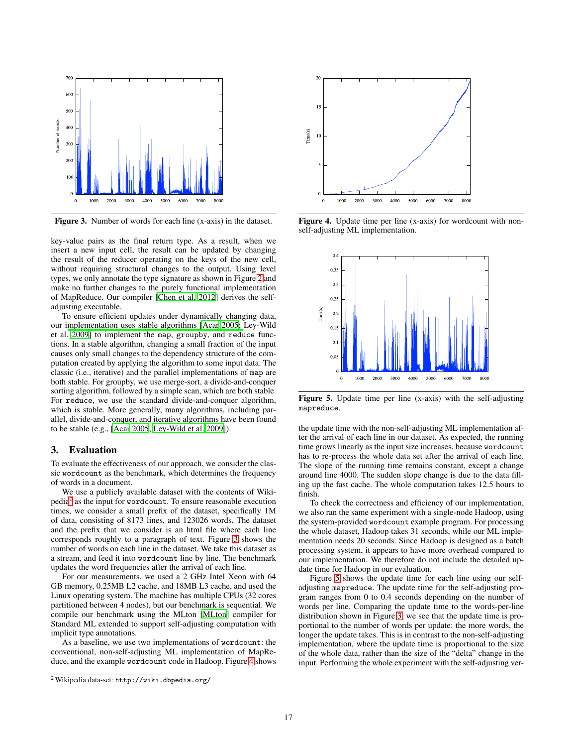Figure 3. Number of words for each line (x-axis) in the dataset.

Figure 4. Update time per line (x-axis) for wordcount with non-self-adjusting ML implementation.

Figure 5. Update time per line (x-axis) with the self-adjusting `mapreduce`.

key-value pairs as the final return type. As a result, when we insert a new input cell, the result can be updated by changing the result of the reducer operating on the keys of the new cell, without requiring structural changes to the output. Using level types, we only annotate the type signature as shown in Figure 2 and make no further changes to the purely functional implementation of MapReduce. Our compiler [Chen et al. 2012] derives the self-adjusting executable.

To ensure efficient updates under dynamically changing data, our implementation uses stable algorithms [Acar 2005; Ley-Wild et al. 2009] to implement the `map`, `groupby`, and `reduce` functions. In a stable algorithm, changing a small fraction of the input causes only small changes to the dependency structure of the computation created by applying the algorithm to some input data. The classic (i.e., iterative) and the parallel implementations of `map` are both stable. For groupby, we use merge-sort, a divide-and-conquer sorting algorithm, followed by a simple scan, which are both stable. For `reduce`, we use the standard divide-and-conquer algorithm, which is stable. More generally, many algorithms, including parallel, divide-and-conquer, and iterative algorithms have been found to be stable (e.g., [Acar 2005; Ley-Wild et al. 2009]).

## 3. Evaluation

To evaluate the effectiveness of our approach, we consider the classic `wordcount` as the benchmark, which determines the frequency of words in a document.

We use a publicly available dataset with the contents of Wikipedia[2] as the input for `wordcount`. To ensure reasonable execution times, we consider a small prefix of the dataset, specifically 1M of data, consisting of 8173 lines, and 123026 words. The dataset and the prefix that we consider is an html file where each line corresponds roughly to a paragraph of text. Figure 3 shows the number of words on each line in the dataset. We take this dataset as a stream, and feed it into `wordcount` line by line. The benchmark updates the word frequencies after the arrival of each line.

For our measurements, we used a 2 GHz Intel Xeon with 64 GB memory, 0.25MB L2 cache, and 18MB L3 cache, and used the Linux operating system. The machine has multiple CPUs (32 cores partitioned between 4 nodes), but our benchmark is sequential. We compile our benchmark using the MLton [MLton] compiler for Standard ML extended to support self-adjusting computation with implicit type annotations.

As a baseline, we use two implementations of `wordcount`: the conventional, non-self-adjusting ML implementation of MapReduce, and the example `wordcount` code in Hadoop. Figure 4 shows the update time with the non-self-adjusting ML implementation after the arrival of each line in our dataset. As expected, the running time grows linearly as the input size increases, because `wordcount` has to re-process the whole data set after the arrival of each line. The slope of the running time remains constant, except a change around line 4000. The sudden slope change is due to the data filling up the fast cache. The whole computation takes 12.5 hours to finish.

To check the correctness and efficiency of our implementation, we also ran the same experiment with a single-node Hadoop, using the system-provided `wordcount` example program. For processing the whole dataset, Hadoop takes 31 seconds, while our ML implementation needs 20 seconds. Since Hadoop is designed as a batch processing system, it appears to have more overhead compared to our implementation. We therefore do not include the detailed update time for Hadoop in our evaluation.

Figure 5 shows the update time for each line using our self-adjusting `mapreduce`. The update time for the self-adjusting program ranges from 0 to 0.4 seconds depending on the number of words per line. Comparing the update time to the words-per-line distribution shown in Figure 3, we see that the update time is proportional to the number of words per update: the more words, the longer the update takes. This is in contrast to the non-self-adjusting implementation, where the update time is proportional to the size of the whole data, rather than the size of the "delta" change in the input. Performing the whole experiment with the self-adjusting ver-

[2] Wikipedia data-set: `http://wiki.dbpedia.org/`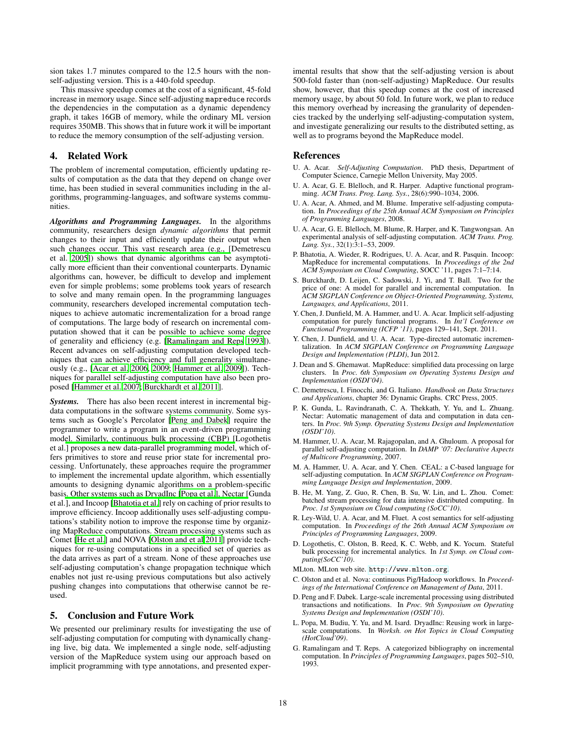sion takes 1.7 minutes compared to the 12.5 hours with the non-self-adjusting version. This is a 440-fold speedup.

This massive speedup comes at the cost of a significant, 45-fold increase in memory usage. Since self-adjusting `mapreduce` records the dependencies in the computation as a dynamic dependency graph, it takes 16GB of memory, while the ordinary ML version requires 350MB. This shows that in future work it will be important to reduce the memory consumption of the self-adjusting version.

## 4. Related Work

The problem of incremental computation, efficiently updating results of computation as the data that they depend on change over time, has been studied in several communities including in the algorithms, programming-languages, and software systems communities.

***Algorithms and Programming Languages.*** In the algorithms community, researchers design *dynamic algorithms* that permit changes to their input and efficiently update their output when such changes occur. This vast research area (e.g., [Demetrescu et al. 2005]) shows that dynamic algorithms can be asymptotically more efficient than their conventional counterparts. Dynamic algorithms can, however, be difficult to develop and implement even for simple problems; some problems took years of research to solve and many remain open. In the programming languages community, researchers developed incremental computation techniques to achieve automatic incrementalization for a broad range of computations. The large body of research on incremental computation showed that it can be possible to achieve some degree of generality and efficiency (e.g. [Ramalingam and Reps 1993]). Recent advances on self-adjusting computation developed techniques that can achieve efficiency and full generality simultaneously (e.g., [Acar et al. 2006, 2009; Hammer et al. 2009]). Techniques for parallel self-adjusting computation have also been proposed [Hammer et al. 2007; Burckhardt et al. 2011].

***Systems.*** There has also been recent interest in incremental big-data computations in the software systems community. Some systems such as Google's Percolator [Peng and Dabek] require the programmer to write a program in an event-driven programming model. Similarly, continuous bulk processing (CBP) [Logothetis et al.] proposes a new data-parallel programming model, which offers primitives to store and reuse prior state for incremental processing. Unfortunately, these approaches require the programmer to implement the incremental update algorithm, which essentially amounts to designing dynamic algorithms on a problem-specific basis. Other systems such as DryadInc [Popa et al.], Nectar [Gunda et al.], and Incoop [Bhatotia et al.] rely on caching of prior results to improve efficiency. Incoop additionally uses self-adjusting computations's stability notion to improve the response time by organizing MapReduce computations. Stream processing systems such as Comet [He et al.] and NOVA [Olston and et al 2011] provide techniques for re-using computations in a specified set of queries as the data arrives as part of a stream. None of these approaches use self-adjusting computation's change propagation technique which enables not just re-using previous computations but also actively pushing changes into computations that otherwise cannot be reused.

## 5. Conclusion and Future Work

We presented our preliminary results for investigating the use of self-adjusting computation for computing with dynamically changing live, big data. We implemented a single node, self-adjusting version of the MapReduce system using our approach based on implicit programming with type annotations, and presented experimental results that show that the self-adjusting version is about 500-fold faster than (non-self-adjusting) MapReduce. Our results show, however, that this speedup comes at the cost of increased memory usage, by about 50 fold. In future work, we plan to reduce this memory overhead by increasing the granularity of dependencies tracked by the underlying self-adjusting-computation system, and investigate generalizing our results to the distributed setting, as well as to programs beyond the MapReduce model.

## References

U. A. Acar. *Self-Adjusting Computation*. PhD thesis, Department of Computer Science, Carnegie Mellon University, May 2005.

U. A. Acar, G. E. Blelloch, and R. Harper. Adaptive functional programming. *ACM Trans. Prog. Lang. Sys.*, 28(6):990–1034, 2006.

U. A. Acar, A. Ahmed, and M. Blume. Imperative self-adjusting computation. In *Proceedings of the 25th Annual ACM Symposium on Principles of Programming Languages*, 2008.

U. A. Acar, G. E. Blelloch, M. Blume, R. Harper, and K. Tangwongsan. An experimental analysis of self-adjusting computation. *ACM Trans. Prog. Lang. Sys.*, 32(1):3:1–53, 2009.

P. Bhatotia, A. Wieder, R. Rodrigues, U. A. Acar, and R. Pasquin. Incoop: MapReduce for incremental computations. In *Proceedings of the 2nd ACM Symposium on Cloud Computing*, SOCC '11, pages 7:1–7:14.

S. Burckhardt, D. Leijen, C. Sadowski, J. Yi, and T. Ball. Two for the price of one: A model for parallel and incremental computation. In *ACM SIGPLAN Conference on Object-Oriented Programming, Systems, Languages, and Applications*, 2011.

Y. Chen, J. Dunfield, M. A. Hammer, and U. A. Acar. Implicit self-adjusting computation for purely functional programs. In *Int'l Conference on Functional Programming (ICFP '11)*, pages 129–141, Sept. 2011.

Y. Chen, J. Dunfield, and U. A. Acar. Type-directed automatic incrementalization. In *ACM SIGPLAN Conference on Programming Language Design and Implementation (PLDI)*, Jun 2012.

J. Dean and S. Ghemawat. MapReduce: simplified data processing on large clusters. In *Proc. 6th Symposium on Operating Systems Design and Implementation (OSDI'04)*.

C. Demetrescu, I. Finocchi, and G. Italiano. *Handbook on Data Structures and Applications*, chapter 36: Dynamic Graphs. CRC Press, 2005.

P. K. Gunda, L. Ravindranath, C. A. Thekkath, Y. Yu, and L. Zhuang. Nectar: Automatic management of data and computation in data centers. In *Proc. 9th Symp. Operating Systems Design and Implementation (OSDI'10)*.

M. Hammer, U. A. Acar, M. Rajagopalan, and A. Ghuloum. A proposal for parallel self-adjusting computation. In *DAMP '07: Declarative Aspects of Multicore Programming*, 2007.

M. A. Hammer, U. A. Acar, and Y. Chen. CEAL: a C-based language for self-adjusting computation. In *ACM SIGPLAN Conference on Programming Language Design and Implementation*, 2009.

B. He, M. Yang, Z. Guo, R. Chen, B. Su, W. Lin, and L. Zhou. Comet: batched stream processing for data intensive distributed computing. In *Proc. 1st Symposium on Cloud computing (SoCC'10)*.

R. Ley-Wild, U. A. Acar, and M. Fluet. A cost semantics for self-adjusting computation. In *Proceedings of the 26th Annual ACM Symposium on Principles of Programming Languages*, 2009.

D. Logothetis, C. Olston, B. Reed, K. C. Webb, and K. Yocum. Stateful bulk processing for incremental analytics. In *1st Symp. on Cloud computing(SoCC'10)*.

MLton. MLton web site. http://www.mlton.org.

C. Olston and et al. Nova: continuous Pig/Hadoop workflows. In *Proceedings of the International Conference on Management of Data*, 2011.

D. Peng and F. Dabek. Large-scale incremental processing using distributed transactions and notifications. In *Proc. 9th Symposium on Operating Systems Design and Implementation (OSDI'10)*.

L. Popa, M. Budiu, Y. Yu, and M. Isard. DryadInc: Reusing work in large-scale computations. In *Worksh. on Hot Topics in Cloud Computing (HotCloud'09)*.

G. Ramalingam and T. Reps. A categorized bibliography on incremental computation. In *Principles of Programming Languages*, pages 502–510, 1993.